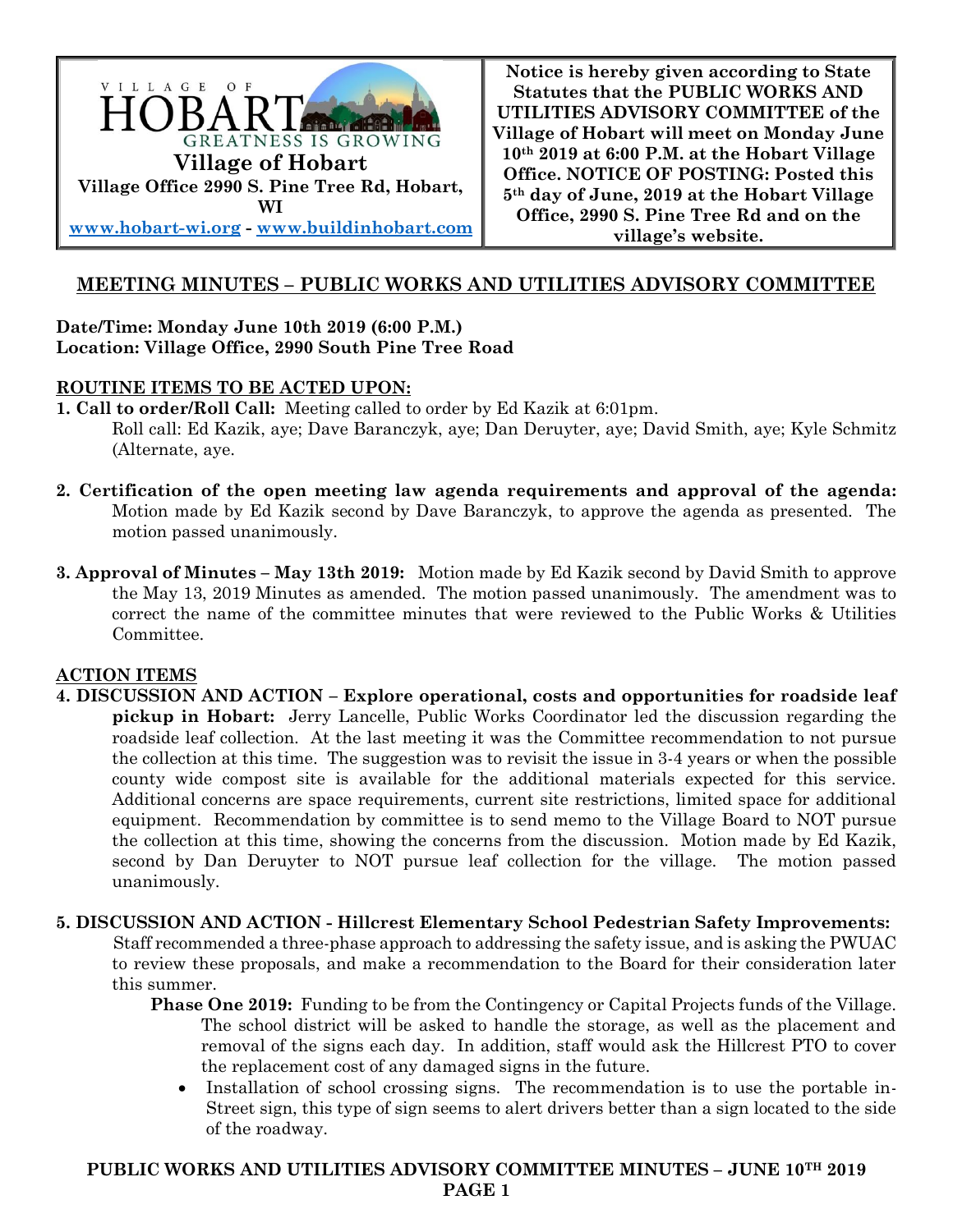VILLAGE OF HOBART
GREATNESS IS GROWING

**Village of Hobart**
**Village Office 2990 S. Pine Tree Rd, Hobart, WI**
**www.hobart-wi.org - www.buildinhobart.com**

**Notice is hereby given according to State Statutes that the PUBLIC WORKS AND UTILITIES ADVISORY COMMITTEE of the Village of Hobart will meet on Monday June 10th 2019 at 6:00 P.M. at the Hobart Village Office. NOTICE OF POSTING: Posted this 5th day of June, 2019 at the Hobart Village Office, 2990 S. Pine Tree Rd and on the village's website.**

## MEETING MINUTES – PUBLIC WORKS AND UTILITIES ADVISORY COMMITTEE

**Date/Time: Monday June 10th 2019 (6:00 P.M.)**
**Location: Village Office, 2990 South Pine Tree Road**

### ROUTINE ITEMS TO BE ACTED UPON:

**1. Call to order/Roll Call:** Meeting called to order by Ed Kazik at 6:01pm.
Roll call: Ed Kazik, aye; Dave Baranczyk, aye; Dan Deruyter, aye; David Smith, aye; Kyle Schmitz (Alternate, aye.

**2. Certification of the open meeting law agenda requirements and approval of the agenda:** Motion made by Ed Kazik second by Dave Baranczyk, to approve the agenda as presented. The motion passed unanimously.

**3. Approval of Minutes – May 13th 2019:** Motion made by Ed Kazik second by David Smith to approve the May 13, 2019 Minutes as amended. The motion passed unanimously. The amendment was to correct the name of the committee minutes that were reviewed to the Public Works & Utilities Committee.

### ACTION ITEMS

**4. DISCUSSION AND ACTION – Explore operational, costs and opportunities for roadside leaf pickup in Hobart:** Jerry Lancelle, Public Works Coordinator led the discussion regarding the roadside leaf collection. At the last meeting it was the Committee recommendation to not pursue the collection at this time. The suggestion was to revisit the issue in 3-4 years or when the possible county wide compost site is available for the additional materials expected for this service. Additional concerns are space requirements, current site restrictions, limited space for additional equipment. Recommendation by committee is to send memo to the Village Board to NOT pursue the collection at this time, showing the concerns from the discussion. Motion made by Ed Kazik, second by Dan Deruyter to NOT pursue leaf collection for the village. The motion passed unanimously.

**5. DISCUSSION AND ACTION - Hillcrest Elementary School Pedestrian Safety Improvements:** Staff recommended a three-phase approach to addressing the safety issue, and is asking the PWUAC to review these proposals, and make a recommendation to the Board for their consideration later this summer.

**Phase One 2019:** Funding to be from the Contingency or Capital Projects funds of the Village. The school district will be asked to handle the storage, as well as the placement and removal of the signs each day. In addition, staff would ask the Hillcrest PTO to cover the replacement cost of any damaged signs in the future.

- Installation of school crossing signs. The recommendation is to use the portable in-Street sign, this type of sign seems to alert drivers better than a sign located to the side of the roadway.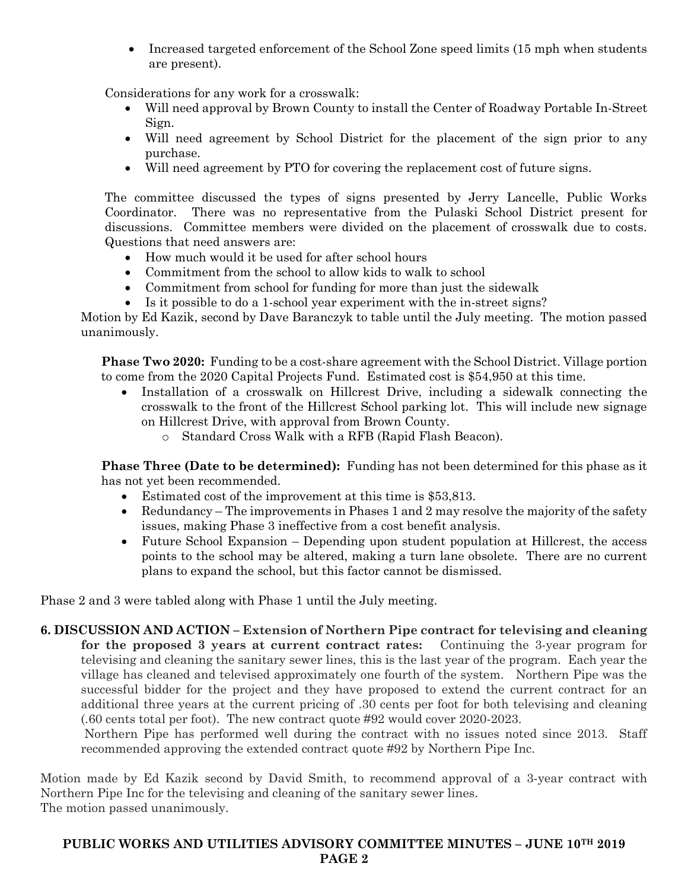- Increased targeted enforcement of the School Zone speed limits (15 mph when students are present).

Considerations for any work for a crosswalk:

- Will need approval by Brown County to install the Center of Roadway Portable In-Street Sign.
- Will need agreement by School District for the placement of the sign prior to any purchase.
- Will need agreement by PTO for covering the replacement cost of future signs.

The committee discussed the types of signs presented by Jerry Lancelle, Public Works Coordinator. There was no representative from the Pulaski School District present for discussions. Committee members were divided on the placement of crosswalk due to costs. Questions that need answers are:

- How much would it be used for after school hours
- Commitment from the school to allow kids to walk to school
- Commitment from school for funding for more than just the sidewalk
- Is it possible to do a 1-school year experiment with the in-street signs?

Motion by Ed Kazik, second by Dave Baranczyk to table until the July meeting. The motion passed unanimously.

**Phase Two 2020:** Funding to be a cost-share agreement with the School District. Village portion to come from the 2020 Capital Projects Fund. Estimated cost is $54,950 at this time.

- Installation of a crosswalk on Hillcrest Drive, including a sidewalk connecting the crosswalk to the front of the Hillcrest School parking lot. This will include new signage on Hillcrest Drive, with approval from Brown County.
  - Standard Cross Walk with a RFB (Rapid Flash Beacon).

**Phase Three (Date to be determined):** Funding has not been determined for this phase as it has not yet been recommended.

- Estimated cost of the improvement at this time is $53,813.
- Redundancy – The improvements in Phases 1 and 2 may resolve the majority of the safety issues, making Phase 3 ineffective from a cost benefit analysis.
- Future School Expansion – Depending upon student population at Hillcrest, the access points to the school may be altered, making a turn lane obsolete. There are no current plans to expand the school, but this factor cannot be dismissed.

Phase 2 and 3 were tabled along with Phase 1 until the July meeting.

**6. DISCUSSION AND ACTION – Extension of Northern Pipe contract for televising and cleaning for the proposed 3 years at current contract rates:** Continuing the 3-year program for televising and cleaning the sanitary sewer lines, this is the last year of the program. Each year the village has cleaned and televised approximately one fourth of the system. Northern Pipe was the successful bidder for the project and they have proposed to extend the current contract for an additional three years at the current pricing of .30 cents per foot for both televising and cleaning (.60 cents total per foot). The new contract quote #92 would cover 2020-2023.

Northern Pipe has performed well during the contract with no issues noted since 2013. Staff recommended approving the extended contract quote #92 by Northern Pipe Inc.

Motion made by Ed Kazik second by David Smith, to recommend approval of a 3-year contract with Northern Pipe Inc for the televising and cleaning of the sanitary sewer lines.
The motion passed unanimously.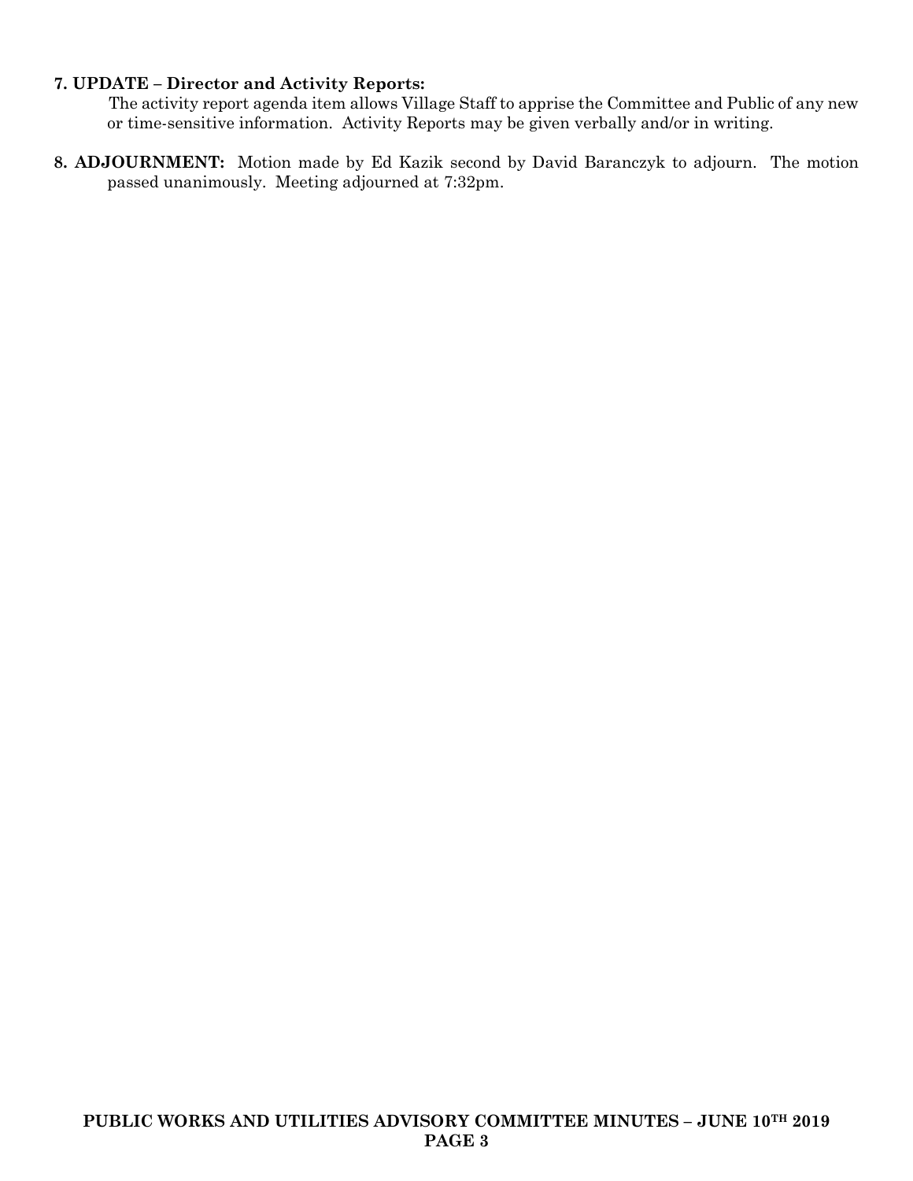**7. UPDATE – Director and Activity Reports:**

The activity report agenda item allows Village Staff to apprise the Committee and Public of any new or time-sensitive information. Activity Reports may be given verbally and/or in writing.

**8. ADJOURNMENT:** Motion made by Ed Kazik second by David Baranczyk to adjourn. The motion passed unanimously. Meeting adjourned at 7:32pm.